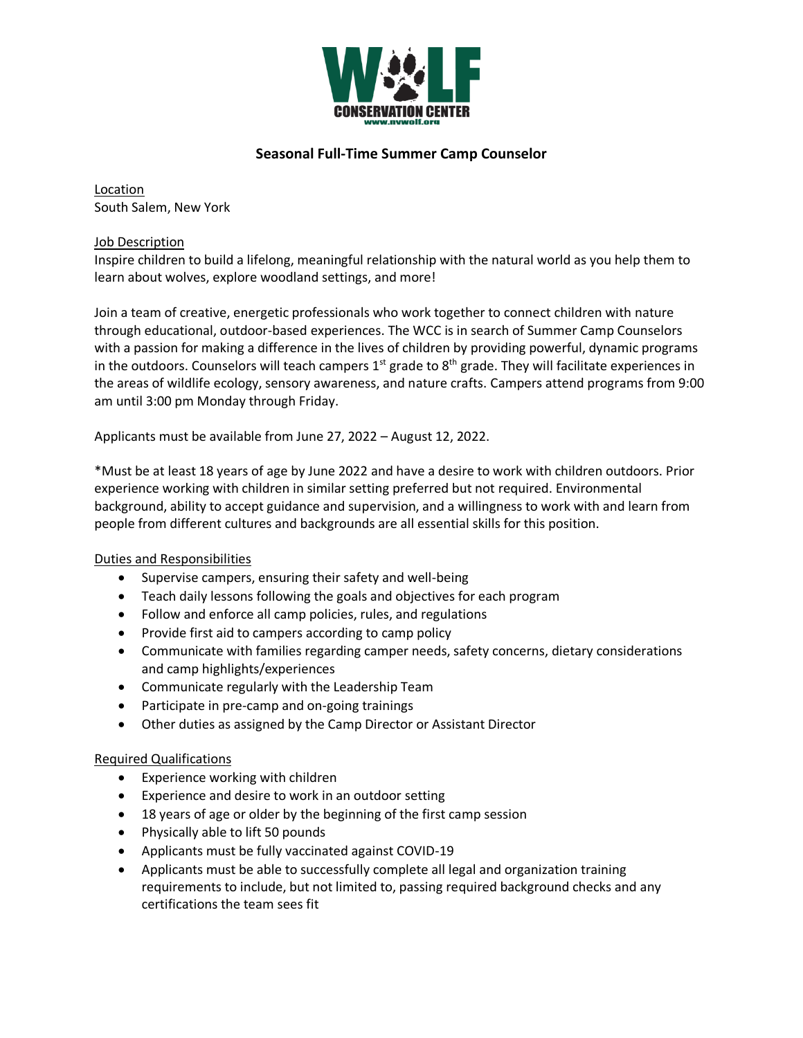# Seasonal Full-Time Summer Camp Counselor

Location
South Salem, New York

Job Description
Inspire children to build a lifelong, meaningful relationship with the natural world as you help them to learn about wolves, explore woodland settings, and more!

Join a team of creative, energetic professionals who work together to connect children with nature through educational, outdoor-based experiences. The WCC is in search of Summer Camp Counselors with a passion for making a difference in the lives of children by providing powerful, dynamic programs in the outdoors. Counselors will teach campers 1st grade to 8th grade. They will facilitate experiences in the areas of wildlife ecology, sensory awareness, and nature crafts. Campers attend programs from 9:00 am until 3:00 pm Monday through Friday.

Applicants must be available from June 27, 2022 – August 12, 2022.

*Must be at least 18 years of age by June 2022 and have a desire to work with children outdoors. Prior experience working with children in similar setting preferred but not required. Environmental background, ability to accept guidance and supervision, and a willingness to work with and learn from people from different cultures and backgrounds are all essential skills for this position.

Duties and Responsibilities

- Supervise campers, ensuring their safety and well-being
- Teach daily lessons following the goals and objectives for each program
- Follow and enforce all camp policies, rules, and regulations
- Provide first aid to campers according to camp policy
- Communicate with families regarding camper needs, safety concerns, dietary considerations and camp highlights/experiences
- Communicate regularly with the Leadership Team
- Participate in pre-camp and on-going trainings
- Other duties as assigned by the Camp Director or Assistant Director

Required Qualifications

- Experience working with children
- Experience and desire to work in an outdoor setting
- 18 years of age or older by the beginning of the first camp session
- Physically able to lift 50 pounds
- Applicants must be fully vaccinated against COVID-19
- Applicants must be able to successfully complete all legal and organization training requirements to include, but not limited to, passing required background checks and any certifications the team sees fit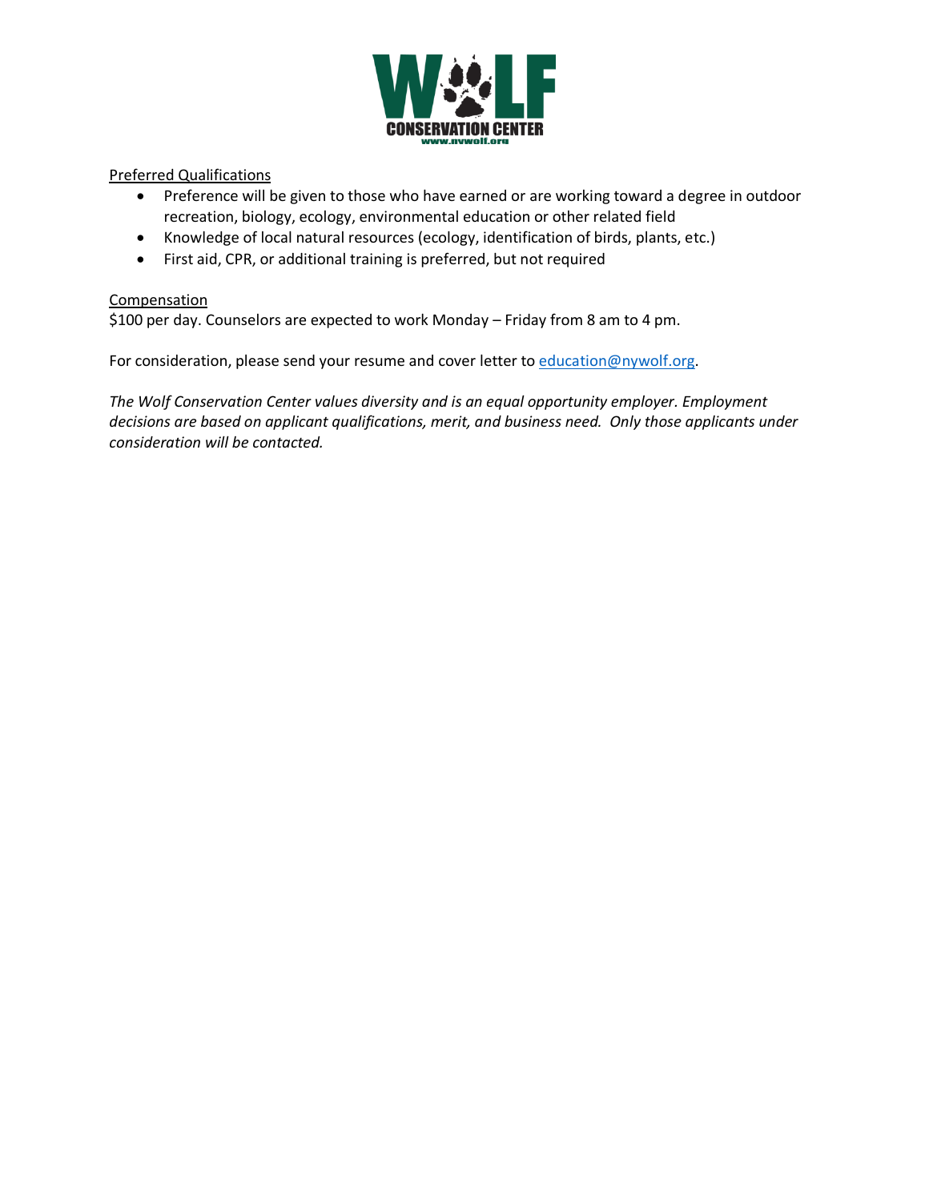Preferred Qualifications

- Preference will be given to those who have earned or are working toward a degree in outdoor recreation, biology, ecology, environmental education or other related field
- Knowledge of local natural resources (ecology, identification of birds, plants, etc.)
- First aid, CPR, or additional training is preferred, but not required

Compensation

$100 per day. Counselors are expected to work Monday – Friday from 8 am to 4 pm.

For consideration, please send your resume and cover letter to education@nywolf.org.

*The Wolf Conservation Center values diversity and is an equal opportunity employer. Employment decisions are based on applicant qualifications, merit, and business need. Only those applicants under consideration will be contacted.*